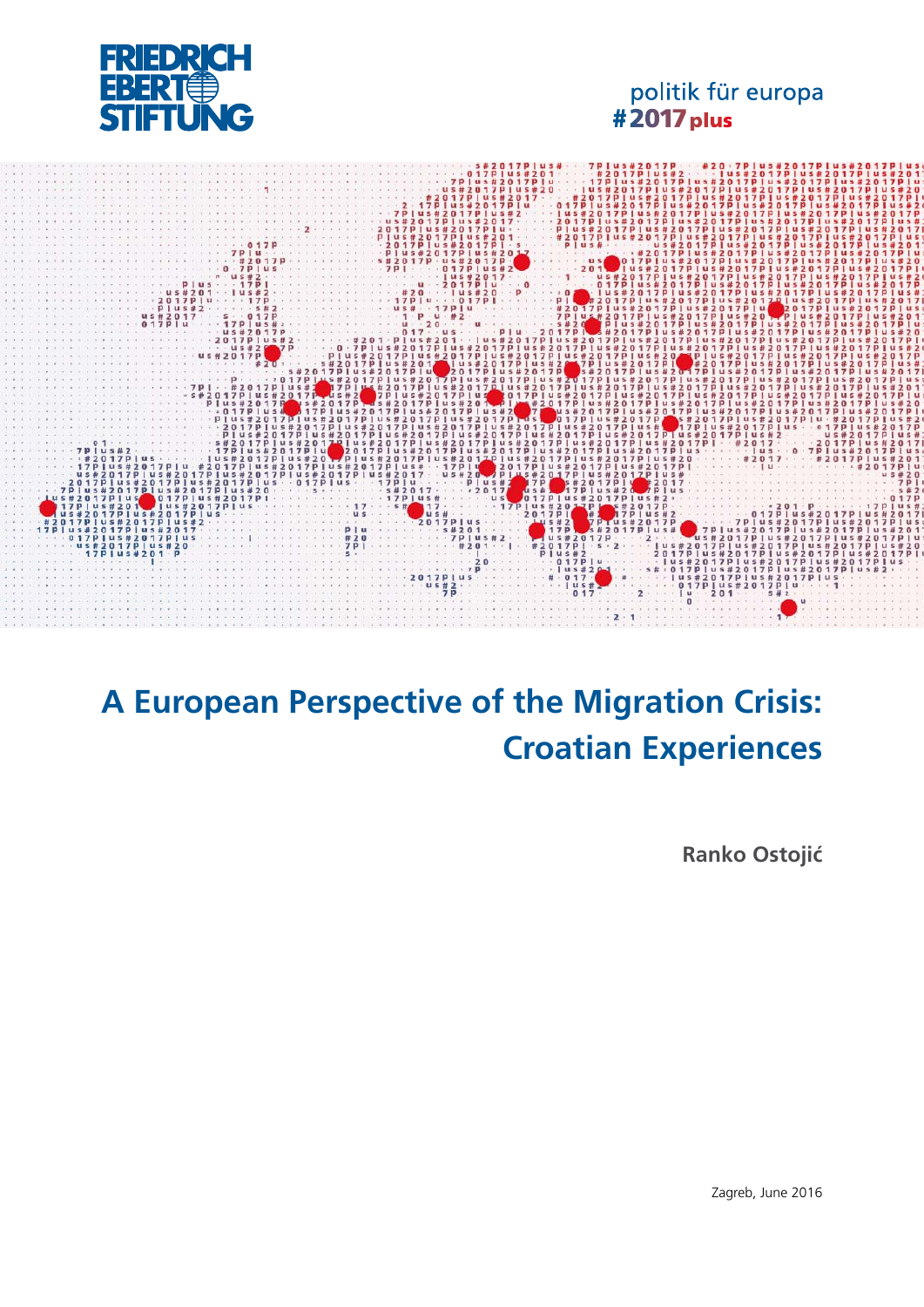FRIEDRICH EBERT STIFTUNG

politik für europa
#2017 plus

# A European Perspective of the Migration Crisis: Croatian Experiences

**Ranko Ostojić**

Zagreb, June 2016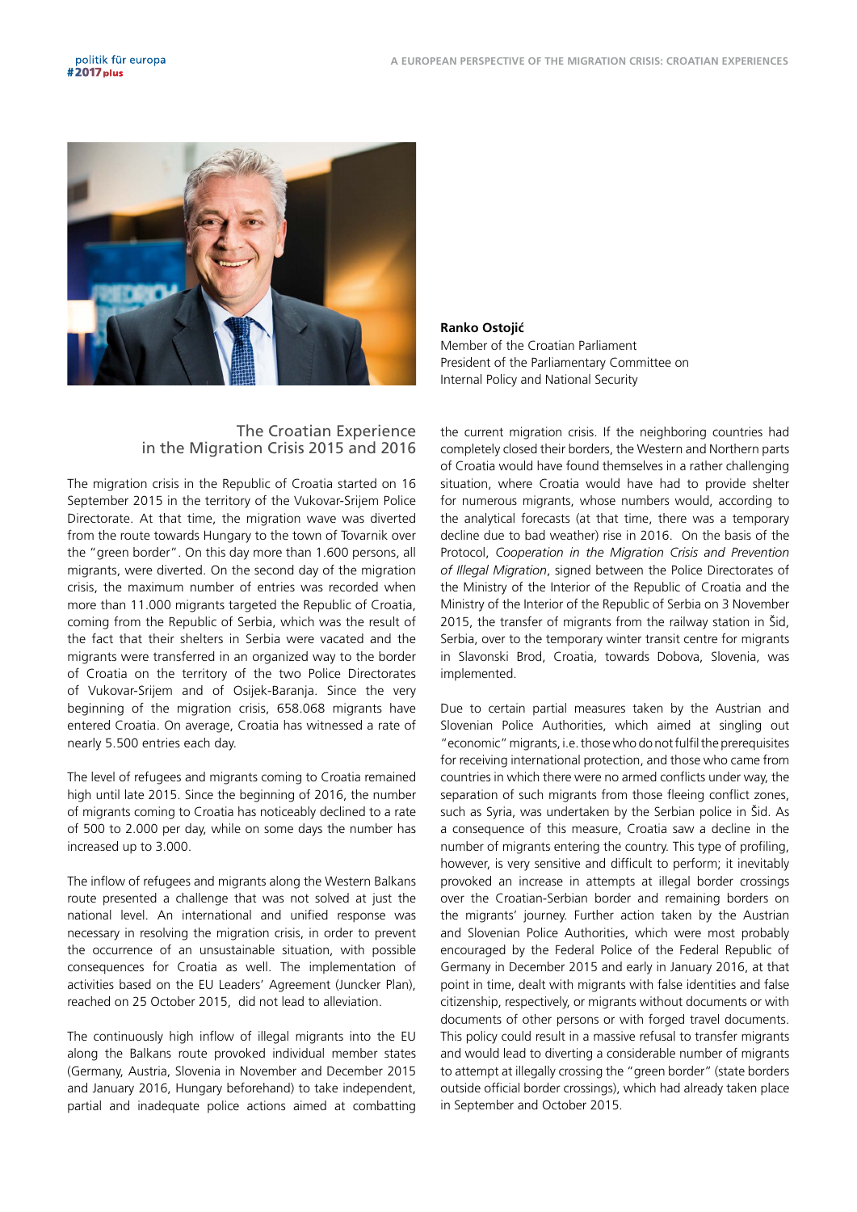**Ranko Ostojić**
Member of the Croatian Parliament
President of the Parliamentary Committee on Internal Policy and National Security

## The Croatian Experience in the Migration Crisis 2015 and 2016

The migration crisis in the Republic of Croatia started on 16 September 2015 in the territory of the Vukovar-Srijem Police Directorate. At that time, the migration wave was diverted from the route towards Hungary to the town of Tovarnik over the "green border". On this day more than 1.600 persons, all migrants, were diverted. On the second day of the migration crisis, the maximum number of entries was recorded when more than 11.000 migrants targeted the Republic of Croatia, coming from the Republic of Serbia, which was the result of the fact that their shelters in Serbia were vacated and the migrants were transferred in an organized way to the border of Croatia on the territory of the two Police Directorates of Vukovar-Srijem and of Osijek-Baranja. Since the very beginning of the migration crisis, 658.068 migrants have entered Croatia. On average, Croatia has witnessed a rate of nearly 5.500 entries each day.

The level of refugees and migrants coming to Croatia remained high until late 2015. Since the beginning of 2016, the number of migrants coming to Croatia has noticeably declined to a rate of 500 to 2.000 per day, while on some days the number has increased up to 3.000.

The inflow of refugees and migrants along the Western Balkans route presented a challenge that was not solved at just the national level. An international and unified response was necessary in resolving the migration crisis, in order to prevent the occurrence of an unsustainable situation, with possible consequences for Croatia as well. The implementation of activities based on the EU Leaders' Agreement (Juncker Plan), reached on 25 October 2015, did not lead to alleviation.

The continuously high inflow of illegal migrants into the EU along the Balkans route provoked individual member states (Germany, Austria, Slovenia in November and December 2015 and January 2016, Hungary beforehand) to take independent, partial and inadequate police actions aimed at combatting the current migration crisis. If the neighboring countries had completely closed their borders, the Western and Northern parts of Croatia would have found themselves in a rather challenging situation, where Croatia would have had to provide shelter for numerous migrants, whose numbers would, according to the analytical forecasts (at that time, there was a temporary decline due to bad weather) rise in 2016. On the basis of the Protocol, *Cooperation in the Migration Crisis and Prevention of Illegal Migration*, signed between the Police Directorates of the Ministry of the Interior of the Republic of Croatia and the Ministry of the Interior of the Republic of Serbia on 3 November 2015, the transfer of migrants from the railway station in Šid, Serbia, over to the temporary winter transit centre for migrants in Slavonski Brod, Croatia, towards Dobova, Slovenia, was implemented.

Due to certain partial measures taken by the Austrian and Slovenian Police Authorities, which aimed at singling out "economic" migrants, i.e. those who do not fulfil the prerequisites for receiving international protection, and those who came from countries in which there were no armed conflicts under way, the separation of such migrants from those fleeing conflict zones, such as Syria, was undertaken by the Serbian police in Šid. As a consequence of this measure, Croatia saw a decline in the number of migrants entering the country. This type of profiling, however, is very sensitive and difficult to perform; it inevitably provoked an increase in attempts at illegal border crossings over the Croatian-Serbian border and remaining borders on the migrants' journey. Further action taken by the Austrian and Slovenian Police Authorities, which were most probably encouraged by the Federal Police of the Federal Republic of Germany in December 2015 and early in January 2016, at that point in time, dealt with migrants with false identities and false citizenship, respectively, or migrants without documents or with documents of other persons or with forged travel documents. This policy could result in a massive refusal to transfer migrants and would lead to diverting a considerable number of migrants to attempt at illegally crossing the "green border" (state borders outside official border crossings), which had already taken place in September and October 2015.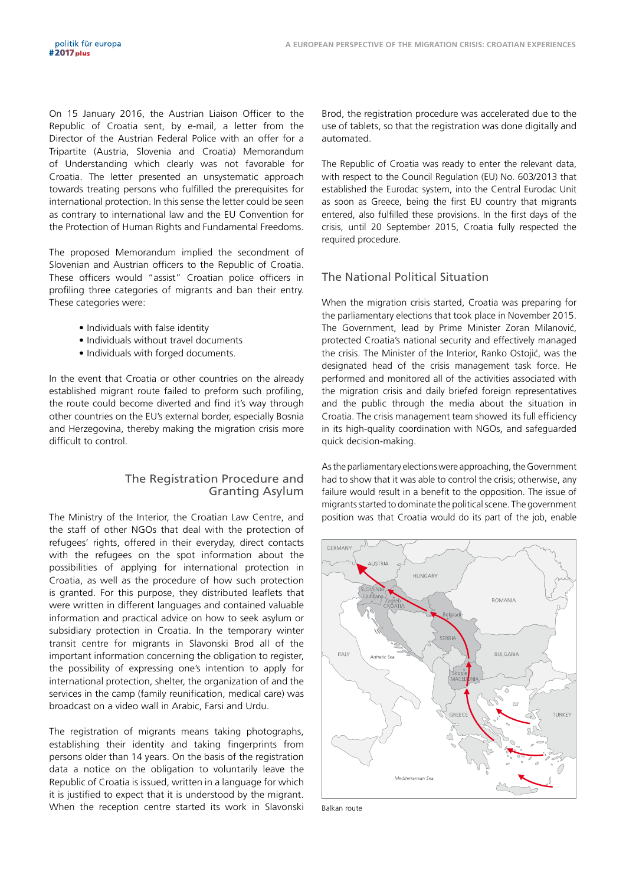On 15 January 2016, the Austrian Liaison Officer to the Republic of Croatia sent, by e-mail, a letter from the Director of the Austrian Federal Police with an offer for a Tripartite (Austria, Slovenia and Croatia) Memorandum of Understanding which clearly was not favorable for Croatia. The letter presented an unsystematic approach towards treating persons who fulfilled the prerequisites for international protection. In this sense the letter could be seen as contrary to international law and the EU Convention for the Protection of Human Rights and Fundamental Freedoms.

The proposed Memorandum implied the secondment of Slovenian and Austrian officers to the Republic of Croatia. These officers would "assist" Croatian police officers in profiling three categories of migrants and ban their entry. These categories were:

- Individuals with false identity
- Individuals without travel documents
- Individuals with forged documents.

In the event that Croatia or other countries on the already established migrant route failed to preform such profiling, the route could become diverted and find it's way through other countries on the EU's external border, especially Bosnia and Herzegovina, thereby making the migration crisis more difficult to control.

## The Registration Procedure and Granting Asylum

The Ministry of the Interior, the Croatian Law Centre, and the staff of other NGOs that deal with the protection of refugees' rights, offered in their everyday, direct contacts with the refugees on the spot information about the possibilities of applying for international protection in Croatia, as well as the procedure of how such protection is granted. For this purpose, they distributed leaflets that were written in different languages and contained valuable information and practical advice on how to seek asylum or subsidiary protection in Croatia. In the temporary winter transit centre for migrants in Slavonski Brod all of the important information concerning the obligation to register, the possibility of expressing one's intention to apply for international protection, shelter, the organization of and the services in the camp (family reunification, medical care) was broadcast on a video wall in Arabic, Farsi and Urdu.

The registration of migrants means taking photographs, establishing their identity and taking fingerprints from persons older than 14 years. On the basis of the registration data a notice on the obligation to voluntarily leave the Republic of Croatia is issued, written in a language for which it is justified to expect that it is understood by the migrant. When the reception centre started its work in Slavonski Brod, the registration procedure was accelerated due to the use of tablets, so that the registration was done digitally and automated.

The Republic of Croatia was ready to enter the relevant data, with respect to the Council Regulation (EU) No. 603/2013 that established the Eurodac system, into the Central Eurodac Unit as soon as Greece, being the first EU country that migrants entered, also fulfilled these provisions. In the first days of the crisis, until 20 September 2015, Croatia fully respected the required procedure.

## The National Political Situation

When the migration crisis started, Croatia was preparing for the parliamentary elections that took place in November 2015. The Government, lead by Prime Minister Zoran Milanović, protected Croatia's national security and effectively managed the crisis. The Minister of the Interior, Ranko Ostojić, was the designated head of the crisis management task force. He performed and monitored all of the activities associated with the migration crisis and daily briefed foreign representatives and the public through the media about the situation in Croatia. The crisis management team showed its full efficiency in its high-quality coordination with NGOs, and safeguarded quick decision-making.

As the parliamentary elections were approaching, the Government had to show that it was able to control the crisis; otherwise, any failure would result in a benefit to the opposition. The issue of migrants started to dominate the political scene. The government position was that Croatia would do its part of the job, enable

Balkan route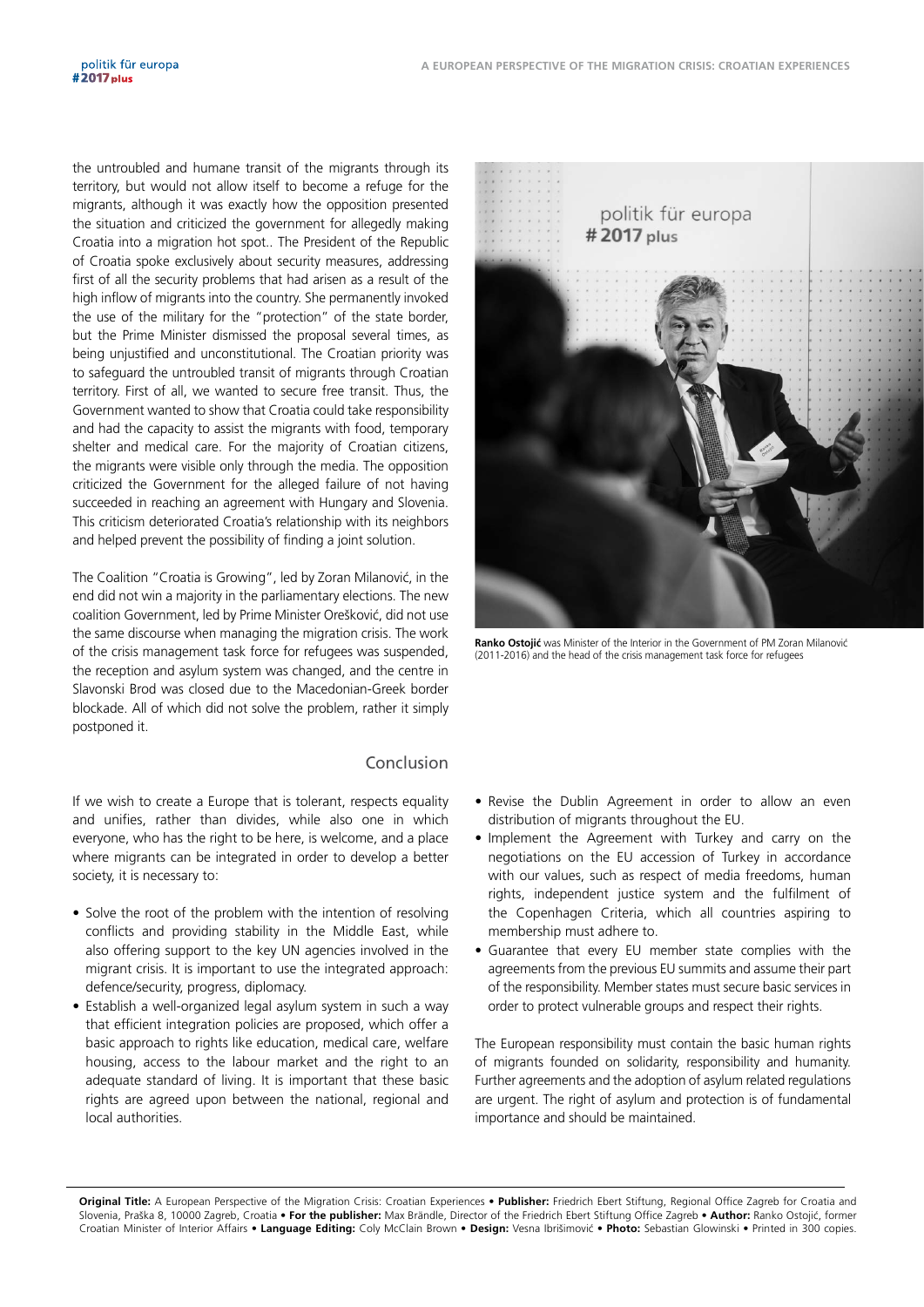the untroubled and humane transit of the migrants through its territory, but would not allow itself to become a refuge for the migrants, although it was exactly how the opposition presented the situation and criticized the government for allegedly making Croatia into a migration hot spot.. The President of the Republic of Croatia spoke exclusively about security measures, addressing first of all the security problems that had arisen as a result of the high inflow of migrants into the country. She permanently invoked the use of the military for the "protection" of the state border, but the Prime Minister dismissed the proposal several times, as being unjustified and unconstitutional. The Croatian priority was to safeguard the untroubled transit of migrants through Croatian territory. First of all, we wanted to secure free transit. Thus, the Government wanted to show that Croatia could take responsibility and had the capacity to assist the migrants with food, temporary shelter and medical care. For the majority of Croatian citizens, the migrants were visible only through the media. The opposition criticized the Government for the alleged failure of not having succeeded in reaching an agreement with Hungary and Slovenia. This criticism deteriorated Croatia's relationship with its neighbors and helped prevent the possibility of finding a joint solution.

The Coalition "Croatia is Growing", led by Zoran Milanović, in the end did not win a majority in the parliamentary elections. The new coalition Government, led by Prime Minister Orešković, did not use the same discourse when managing the migration crisis. The work of the crisis management task force for refugees was suspended, the reception and asylum system was changed, and the centre in Slavonski Brod was closed due to the Macedonian-Greek border blockade. All of which did not solve the problem, rather it simply postponed it.

**Ranko Ostojić** was Minister of the Interior in the Government of PM Zoran Milanović (2011-2016) and the head of the crisis management task force for refugees

## Conclusion

If we wish to create a Europe that is tolerant, respects equality and unifies, rather than divides, while also one in which everyone, who has the right to be here, is welcome, and a place where migrants can be integrated in order to develop a better society, it is necessary to:

- Solve the root of the problem with the intention of resolving conflicts and providing stability in the Middle East, while also offering support to the key UN agencies involved in the migrant crisis. It is important to use the integrated approach: defence/security, progress, diplomacy.
- Establish a well-organized legal asylum system in such a way that efficient integration policies are proposed, which offer a basic approach to rights like education, medical care, welfare housing, access to the labour market and the right to an adequate standard of living. It is important that these basic rights are agreed upon between the national, regional and local authorities.
- Revise the Dublin Agreement in order to allow an even distribution of migrants throughout the EU.
- Implement the Agreement with Turkey and carry on the negotiations on the EU accession of Turkey in accordance with our values, such as respect of media freedoms, human rights, independent justice system and the fulfilment of the Copenhagen Criteria, which all countries aspiring to membership must adhere to.
- Guarantee that every EU member state complies with the agreements from the previous EU summits and assume their part of the responsibility. Member states must secure basic services in order to protect vulnerable groups and respect their rights.

The European responsibility must contain the basic human rights of migrants founded on solidarity, responsibility and humanity. Further agreements and the adoption of asylum related regulations are urgent. The right of asylum and protection is of fundamental importance and should be maintained.

---

**Original Title:** A European Perspective of the Migration Crisis: Croatian Experiences • **Publisher:** Friedrich Ebert Stiftung, Regional Office Zagreb for Croatia and Slovenia, Praška 8, 10000 Zagreb, Croatia • **For the publisher:** Max Brändle, Director of the Friedrich Ebert Stiftung Office Zagreb • **Author:** Ranko Ostojić, former Croatian Minister of Interior Affairs • **Language Editing:** Coly McClain Brown • **Design:** Vesna Ibrišimović • **Photo:** Sebastian Glowinski • Printed in 300 copies.